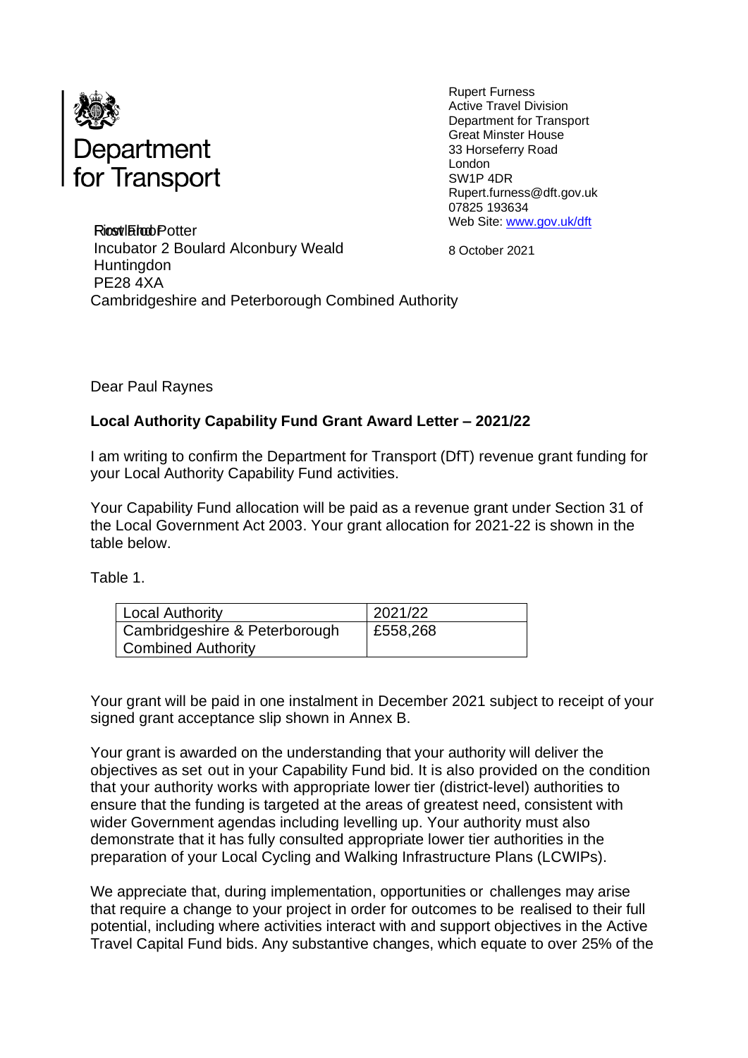Department for Transport

Rupert Furness
Active Travel Division
Department for Transport
Great Minster House
33 Horseferry Road
London
SW1P 4DR
Rupert.furness@dft.gov.uk
07825 193634
Web Site: www.gov.uk/dft

RiostlEhobPotter
Incubator 2 Boulard Alconbury Weald
Huntingdon
PE28 4XA
Cambridgeshire and Peterborough Combined Authority

8 October 2021

Dear Paul Raynes

**Local Authority Capability Fund Grant Award Letter – 2021/22**

I am writing to confirm the Department for Transport (DfT) revenue grant funding for your Local Authority Capability Fund activities.

Your Capability Fund allocation will be paid as a revenue grant under Section 31 of the Local Government Act 2003. Your grant allocation for 2021-22 is shown in the table below.

Table 1.

| Local Authority | 2021/22 |
|---|---|
| Cambridgeshire & Peterborough Combined Authority | £558,268 |

Your grant will be paid in one instalment in December 2021 subject to receipt of your signed grant acceptance slip shown in Annex B.

Your grant is awarded on the understanding that your authority will deliver the objectives as set out in your Capability Fund bid. It is also provided on the condition that your authority works with appropriate lower tier (district-level) authorities to ensure that the funding is targeted at the areas of greatest need, consistent with wider Government agendas including levelling up. Your authority must also demonstrate that it has fully consulted appropriate lower tier authorities in the preparation of your Local Cycling and Walking Infrastructure Plans (LCWIPs).

We appreciate that, during implementation, opportunities or challenges may arise that require a change to your project in order for outcomes to be realised to their full potential, including where activities interact with and support objectives in the Active Travel Capital Fund bids. Any substantive changes, which equate to over 25% of the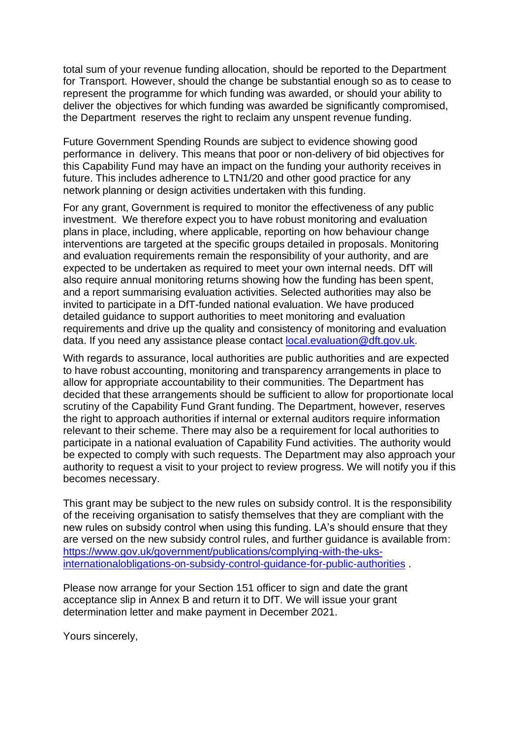total sum of your revenue funding allocation, should be reported to the Department for Transport. However, should the change be substantial enough so as to cease to represent the programme for which funding was awarded, or should your ability to deliver the objectives for which funding was awarded be significantly compromised, the Department reserves the right to reclaim any unspent revenue funding.

Future Government Spending Rounds are subject to evidence showing good performance in delivery. This means that poor or non-delivery of bid objectives for this Capability Fund may have an impact on the funding your authority receives in future. This includes adherence to LTN1/20 and other good practice for any network planning or design activities undertaken with this funding.

For any grant, Government is required to monitor the effectiveness of any public investment. We therefore expect you to have robust monitoring and evaluation plans in place, including, where applicable, reporting on how behaviour change interventions are targeted at the specific groups detailed in proposals. Monitoring and evaluation requirements remain the responsibility of your authority, and are expected to be undertaken as required to meet your own internal needs. DfT will also require annual monitoring returns showing how the funding has been spent, and a report summarising evaluation activities. Selected authorities may also be invited to participate in a DfT-funded national evaluation. We have produced detailed guidance to support authorities to meet monitoring and evaluation requirements and drive up the quality and consistency of monitoring and evaluation data. If you need any assistance please contact [local.evaluation@dft.gov.uk](mailto:local.evaluation@dft.gov.uk).

With regards to assurance, local authorities are public authorities and are expected to have robust accounting, monitoring and transparency arrangements in place to allow for appropriate accountability to their communities. The Department has decided that these arrangements should be sufficient to allow for proportionate local scrutiny of the Capability Fund Grant funding. The Department, however, reserves the right to approach authorities if internal or external auditors require information relevant to their scheme. There may also be a requirement for local authorities to participate in a national evaluation of Capability Fund activities. The authority would be expected to comply with such requests. The Department may also approach your authority to request a visit to your project to review progress. We will notify you if this becomes necessary.

This grant may be subject to the new rules on subsidy control. It is the responsibility of the receiving organisation to satisfy themselves that they are compliant with the new rules on subsidy control when using this funding. LA's should ensure that they are versed on the new subsidy control rules, and further guidance is available from: [https://www.gov.uk/government/publications/complying-with-the-uks-internationalobligations-on-subsidy-control-guidance-for-public-authorities](https://www.gov.uk/government/publications/complying-with-the-uks-internationalobligations-on-subsidy-control-guidance-for-public-authorities) .

Please now arrange for your Section 151 officer to sign and date the grant acceptance slip in Annex B and return it to DfT. We will issue your grant determination letter and make payment in December 2021.

Yours sincerely,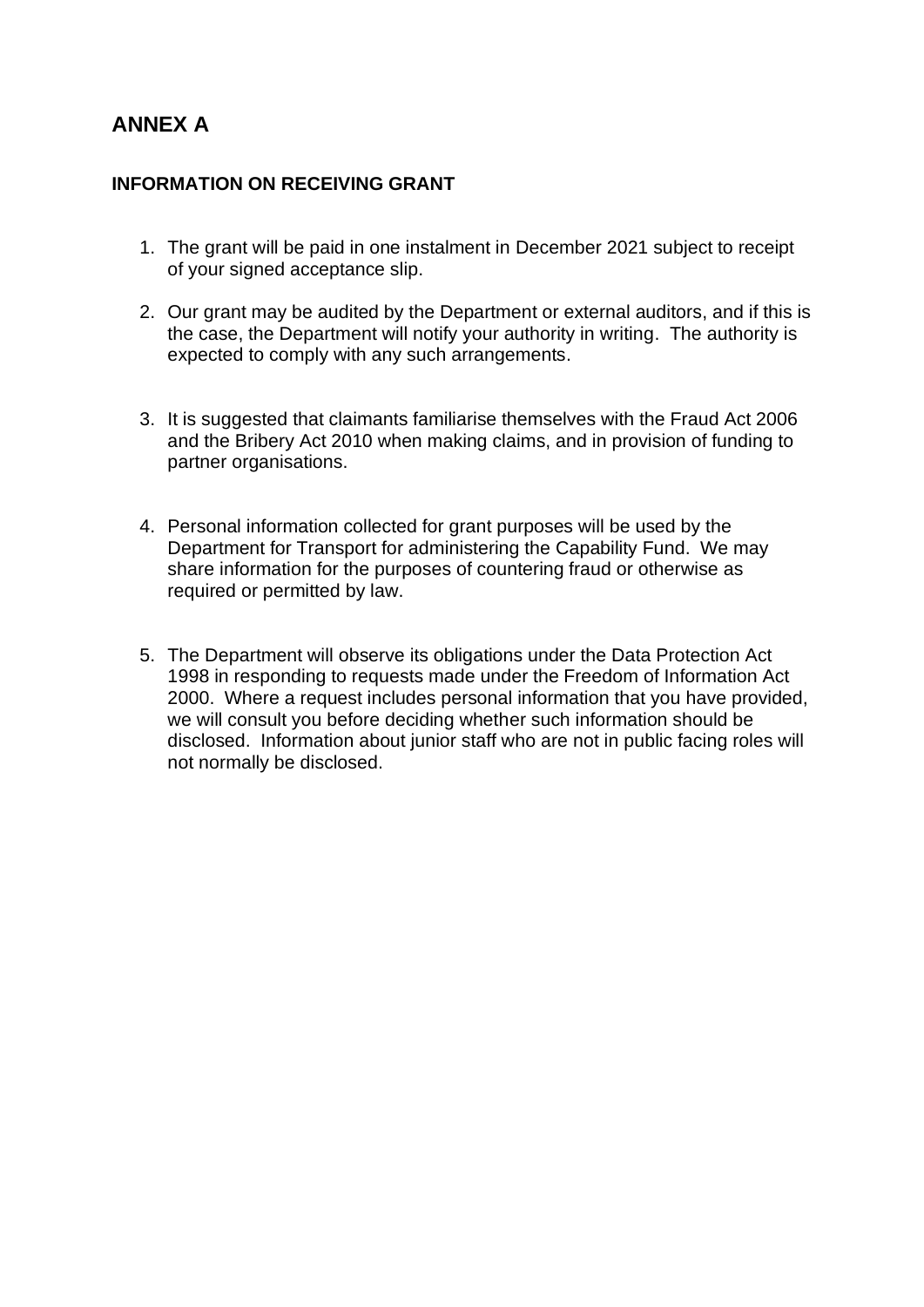## ANNEX A

### INFORMATION ON RECEIVING GRANT

1. The grant will be paid in one instalment in December 2021 subject to receipt of your signed acceptance slip.

2. Our grant may be audited by the Department or external auditors, and if this is the case, the Department will notify your authority in writing. The authority is expected to comply with any such arrangements.

3. It is suggested that claimants familiarise themselves with the Fraud Act 2006 and the Bribery Act 2010 when making claims, and in provision of funding to partner organisations.

4. Personal information collected for grant purposes will be used by the Department for Transport for administering the Capability Fund. We may share information for the purposes of countering fraud or otherwise as required or permitted by law.

5. The Department will observe its obligations under the Data Protection Act 1998 in responding to requests made under the Freedom of Information Act 2000. Where a request includes personal information that you have provided, we will consult you before deciding whether such information should be disclosed. Information about junior staff who are not in public facing roles will not normally be disclosed.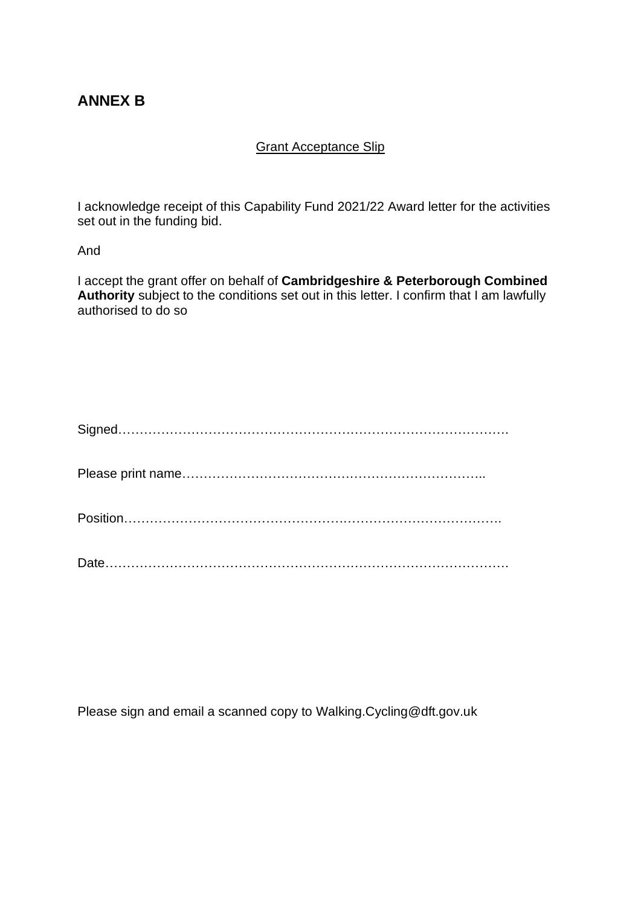## ANNEX B

Grant Acceptance Slip

I acknowledge receipt of this Capability Fund 2021/22 Award letter for the activities set out in the funding bid.

And

I accept the grant offer on behalf of **Cambridgeshire & Peterborough Combined Authority** subject to the conditions set out in this letter. I confirm that I am lawfully authorised to do so

Signed……………………………………………………………………………….

Please print name……………………………………………………………..

Position…………………………………………………………………………….

Date……………………………………………………………………………….

Please sign and email a scanned copy to Walking.Cycling@dft.gov.uk